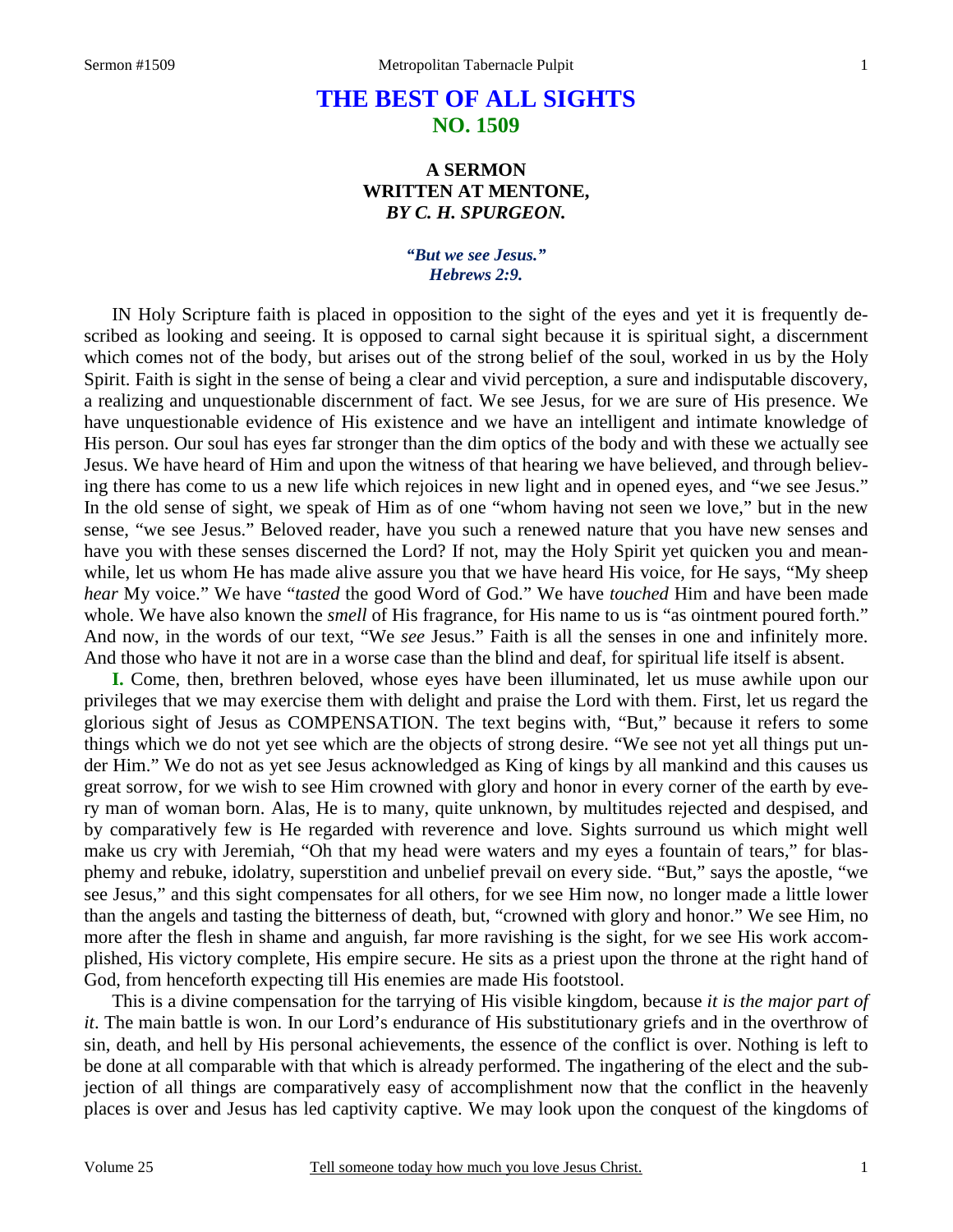# THE BEST OF ALL SIGHTS
## NO. 1509

### A SERMON
### WRITTEN AT MENTONE,
### *BY C. H. SPURGEON.*

***"But we see Jesus."***
***Hebrews 2:9.***

IN Holy Scripture faith is placed in opposition to the sight of the eyes and yet it is frequently described as looking and seeing. It is opposed to carnal sight because it is spiritual sight, a discernment which comes not of the body, but arises out of the strong belief of the soul, worked in us by the Holy Spirit. Faith is sight in the sense of being a clear and vivid perception, a sure and indisputable discovery, a realizing and unquestionable discernment of fact. We see Jesus, for we are sure of His presence. We have unquestionable evidence of His existence and we have an intelligent and intimate knowledge of His person. Our soul has eyes far stronger than the dim optics of the body and with these we actually see Jesus. We have heard of Him and upon the witness of that hearing we have believed, and through believing there has come to us a new life which rejoices in new light and in opened eyes, and "we see Jesus." In the old sense of sight, we speak of Him as of one "whom having not seen we love," but in the new sense, "we see Jesus." Beloved reader, have you such a renewed nature that you have new senses and have you with these senses discerned the Lord? If not, may the Holy Spirit yet quicken you and meanwhile, let us whom He has made alive assure you that we have heard His voice, for He says, "My sheep *hear* My voice." We have "*tasted* the good Word of God." We have *touched* Him and have been made whole. We have also known the *smell* of His fragrance, for His name to us is "as ointment poured forth." And now, in the words of our text, "We *see* Jesus." Faith is all the senses in one and infinitely more. And those who have it not are in a worse case than the blind and deaf, for spiritual life itself is absent.

**I.** Come, then, brethren beloved, whose eyes have been illuminated, let us muse awhile upon our privileges that we may exercise them with delight and praise the Lord with them. First, let us regard the glorious sight of Jesus as COMPENSATION. The text begins with, "But," because it refers to some things which we do not yet see which are the objects of strong desire. "We see not yet all things put under Him." We do not as yet see Jesus acknowledged as King of kings by all mankind and this causes us great sorrow, for we wish to see Him crowned with glory and honor in every corner of the earth by every man of woman born. Alas, He is to many, quite unknown, by multitudes rejected and despised, and by comparatively few is He regarded with reverence and love. Sights surround us which might well make us cry with Jeremiah, "Oh that my head were waters and my eyes a fountain of tears," for blasphemy and rebuke, idolatry, superstition and unbelief prevail on every side. "But," says the apostle, "we see Jesus," and this sight compensates for all others, for we see Him now, no longer made a little lower than the angels and tasting the bitterness of death, but, "crowned with glory and honor." We see Him, no more after the flesh in shame and anguish, far more ravishing is the sight, for we see His work accomplished, His victory complete, His empire secure. He sits as a priest upon the throne at the right hand of God, from henceforth expecting till His enemies are made His footstool.

This is a divine compensation for the tarrying of His visible kingdom, because *it is the major part of it*. The main battle is won. In our Lord's endurance of His substitutionary griefs and in the overthrow of sin, death, and hell by His personal achievements, the essence of the conflict is over. Nothing is left to be done at all comparable with that which is already performed. The ingathering of the elect and the subjection of all things are comparatively easy of accomplishment now that the conflict in the heavenly places is over and Jesus has led captivity captive. We may look upon the conquest of the kingdoms of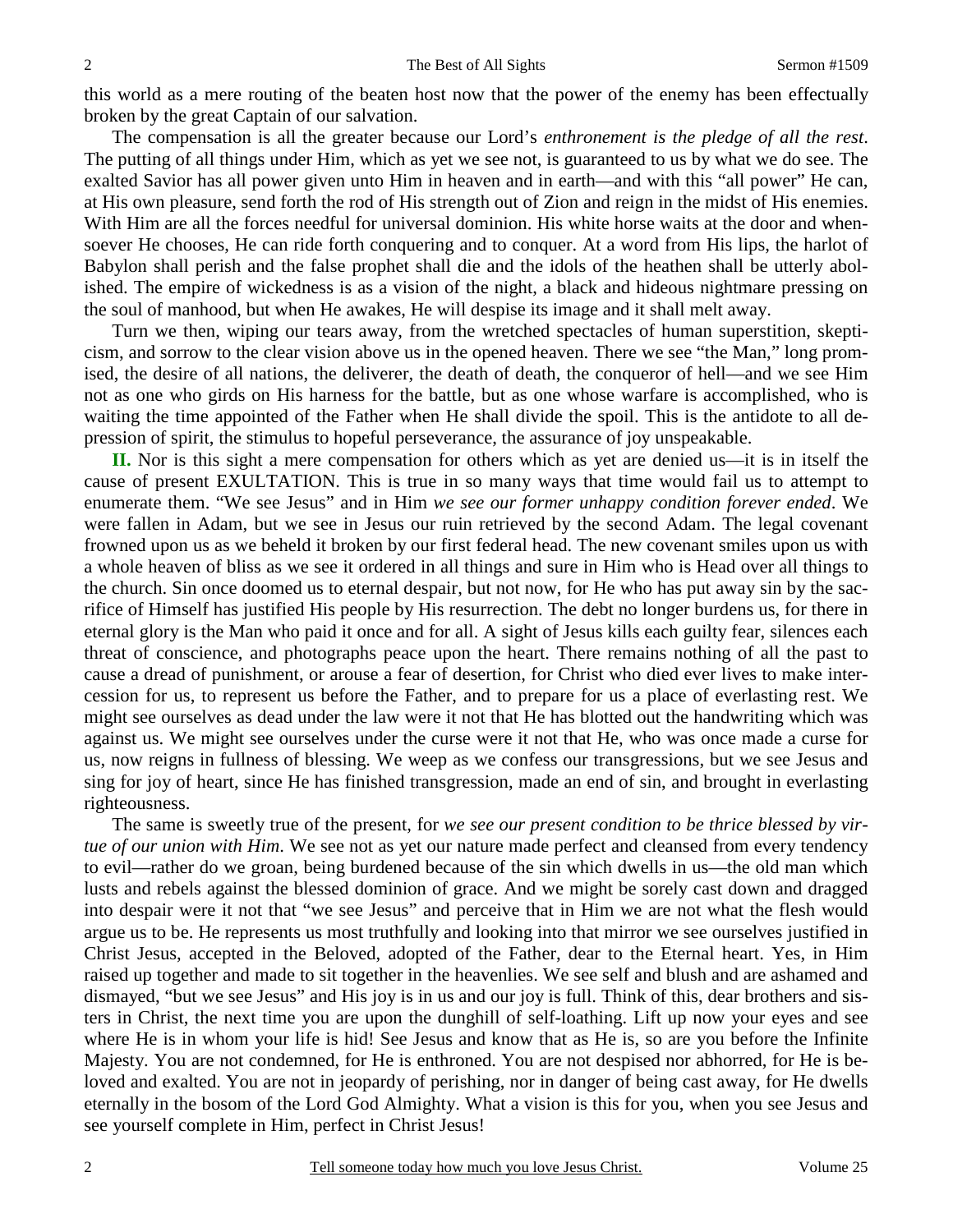this world as a mere routing of the beaten host now that the power of the enemy has been effectually broken by the great Captain of our salvation.

The compensation is all the greater because our Lord's *enthronement is the pledge of all the rest*. The putting of all things under Him, which as yet we see not, is guaranteed to us by what we do see. The exalted Savior has all power given unto Him in heaven and in earth—and with this "all power" He can, at His own pleasure, send forth the rod of His strength out of Zion and reign in the midst of His enemies. With Him are all the forces needful for universal dominion. His white horse waits at the door and whensoever He chooses, He can ride forth conquering and to conquer. At a word from His lips, the harlot of Babylon shall perish and the false prophet shall die and the idols of the heathen shall be utterly abolished. The empire of wickedness is as a vision of the night, a black and hideous nightmare pressing on the soul of manhood, but when He awakes, He will despise its image and it shall melt away.

Turn we then, wiping our tears away, from the wretched spectacles of human superstition, skepticism, and sorrow to the clear vision above us in the opened heaven. There we see "the Man," long promised, the desire of all nations, the deliverer, the death of death, the conqueror of hell—and we see Him not as one who girds on His harness for the battle, but as one whose warfare is accomplished, who is waiting the time appointed of the Father when He shall divide the spoil. This is the antidote to all depression of spirit, the stimulus to hopeful perseverance, the assurance of joy unspeakable.

**II.** Nor is this sight a mere compensation for others which as yet are denied us—it is in itself the cause of present EXULTATION. This is true in so many ways that time would fail us to attempt to enumerate them. "We see Jesus" and in Him *we see our former unhappy condition forever ended*. We were fallen in Adam, but we see in Jesus our ruin retrieved by the second Adam. The legal covenant frowned upon us as we beheld it broken by our first federal head. The new covenant smiles upon us with a whole heaven of bliss as we see it ordered in all things and sure in Him who is Head over all things to the church. Sin once doomed us to eternal despair, but not now, for He who has put away sin by the sacrifice of Himself has justified His people by His resurrection. The debt no longer burdens us, for there in eternal glory is the Man who paid it once and for all. A sight of Jesus kills each guilty fear, silences each threat of conscience, and photographs peace upon the heart. There remains nothing of all the past to cause a dread of punishment, or arouse a fear of desertion, for Christ who died ever lives to make intercession for us, to represent us before the Father, and to prepare for us a place of everlasting rest. We might see ourselves as dead under the law were it not that He has blotted out the handwriting which was against us. We might see ourselves under the curse were it not that He, who was once made a curse for us, now reigns in fullness of blessing. We weep as we confess our transgressions, but we see Jesus and sing for joy of heart, since He has finished transgression, made an end of sin, and brought in everlasting righteousness.

The same is sweetly true of the present, for *we see our present condition to be thrice blessed by virtue of our union with Him*. We see not as yet our nature made perfect and cleansed from every tendency to evil—rather do we groan, being burdened because of the sin which dwells in us—the old man which lusts and rebels against the blessed dominion of grace. And we might be sorely cast down and dragged into despair were it not that "we see Jesus" and perceive that in Him we are not what the flesh would argue us to be. He represents us most truthfully and looking into that mirror we see ourselves justified in Christ Jesus, accepted in the Beloved, adopted of the Father, dear to the Eternal heart. Yes, in Him raised up together and made to sit together in the heavenlies. We see self and blush and are ashamed and dismayed, "but we see Jesus" and His joy is in us and our joy is full. Think of this, dear brothers and sisters in Christ, the next time you are upon the dunghill of self-loathing. Lift up now your eyes and see where He is in whom your life is hid! See Jesus and know that as He is, so are you before the Infinite Majesty. You are not condemned, for He is enthroned. You are not despised nor abhorred, for He is beloved and exalted. You are not in jeopardy of perishing, nor in danger of being cast away, for He dwells eternally in the bosom of the Lord God Almighty. What a vision is this for you, when you see Jesus and see yourself complete in Him, perfect in Christ Jesus!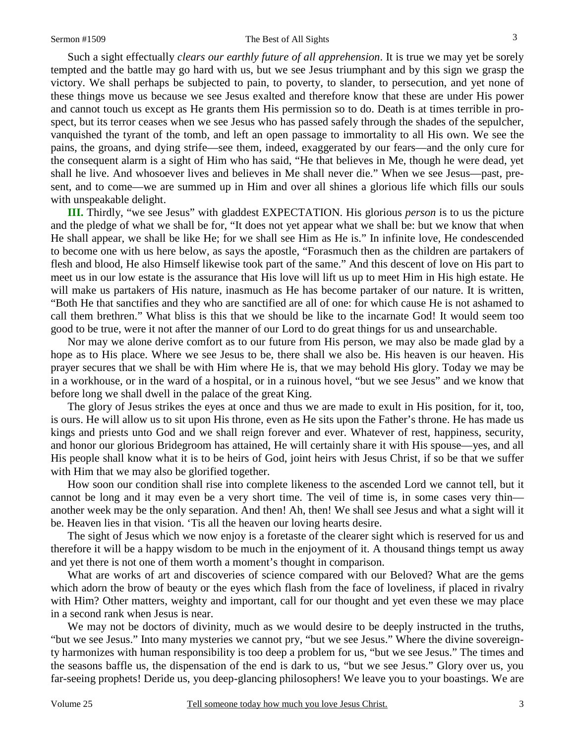Such a sight effectually *clears our earthly future of all apprehension*. It is true we may yet be sorely tempted and the battle may go hard with us, but we see Jesus triumphant and by this sign we grasp the victory. We shall perhaps be subjected to pain, to poverty, to slander, to persecution, and yet none of these things move us because we see Jesus exalted and therefore know that these are under His power and cannot touch us except as He grants them His permission so to do. Death is at times terrible in prospect, but its terror ceases when we see Jesus who has passed safely through the shades of the sepulcher, vanquished the tyrant of the tomb, and left an open passage to immortality to all His own. We see the pains, the groans, and dying strife—see them, indeed, exaggerated by our fears—and the only cure for the consequent alarm is a sight of Him who has said, "He that believes in Me, though he were dead, yet shall he live. And whosoever lives and believes in Me shall never die." When we see Jesus—past, present, and to come—we are summed up in Him and over all shines a glorious life which fills our souls with unspeakable delight.

**III.** Thirdly, "we see Jesus" with gladdest EXPECTATION. His glorious *person* is to us the picture and the pledge of what we shall be for, "It does not yet appear what we shall be: but we know that when He shall appear, we shall be like He; for we shall see Him as He is." In infinite love, He condescended to become one with us here below, as says the apostle, "Forasmuch then as the children are partakers of flesh and blood, He also Himself likewise took part of the same." And this descent of love on His part to meet us in our low estate is the assurance that His love will lift us up to meet Him in His high estate. He will make us partakers of His nature, inasmuch as He has become partaker of our nature. It is written, "Both He that sanctifies and they who are sanctified are all of one: for which cause He is not ashamed to call them brethren." What bliss is this that we should be like to the incarnate God! It would seem too good to be true, were it not after the manner of our Lord to do great things for us and unsearchable.

Nor may we alone derive comfort as to our future from His person, we may also be made glad by a hope as to His place. Where we see Jesus to be, there shall we also be. His heaven is our heaven. His prayer secures that we shall be with Him where He is, that we may behold His glory. Today we may be in a workhouse, or in the ward of a hospital, or in a ruinous hovel, "but we see Jesus" and we know that before long we shall dwell in the palace of the great King.

The glory of Jesus strikes the eyes at once and thus we are made to exult in His position, for it, too, is ours. He will allow us to sit upon His throne, even as He sits upon the Father's throne. He has made us kings and priests unto God and we shall reign forever and ever. Whatever of rest, happiness, security, and honor our glorious Bridegroom has attained, He will certainly share it with His spouse—yes, and all His people shall know what it is to be heirs of God, joint heirs with Jesus Christ, if so be that we suffer with Him that we may also be glorified together.

How soon our condition shall rise into complete likeness to the ascended Lord we cannot tell, but it cannot be long and it may even be a very short time. The veil of time is, in some cases very thin—another week may be the only separation. And then! Ah, then! We shall see Jesus and what a sight will it be. Heaven lies in that vision. 'Tis all the heaven our loving hearts desire.

The sight of Jesus which we now enjoy is a foretaste of the clearer sight which is reserved for us and therefore it will be a happy wisdom to be much in the enjoyment of it. A thousand things tempt us away and yet there is not one of them worth a moment's thought in comparison.

What are works of art and discoveries of science compared with our Beloved? What are the gems which adorn the brow of beauty or the eyes which flash from the face of loveliness, if placed in rivalry with Him? Other matters, weighty and important, call for our thought and yet even these we may place in a second rank when Jesus is near.

We may not be doctors of divinity, much as we would desire to be deeply instructed in the truths, "but we see Jesus." Into many mysteries we cannot pry, "but we see Jesus." Where the divine sovereignty harmonizes with human responsibility is too deep a problem for us, "but we see Jesus." The times and the seasons baffle us, the dispensation of the end is dark to us, "but we see Jesus." Glory over us, you far-seeing prophets! Deride us, you deep-glancing philosophers! We leave you to your boastings. We are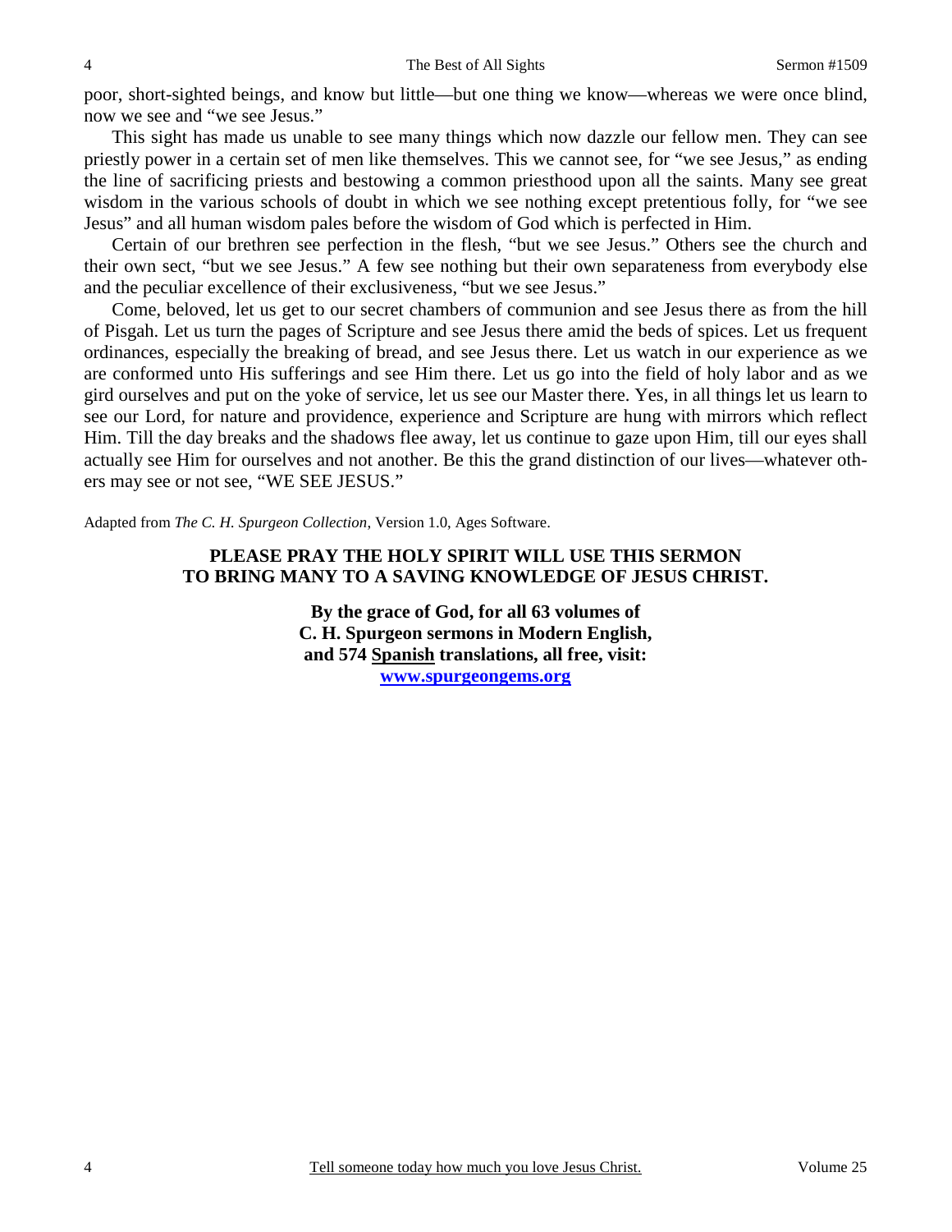poor, short-sighted beings, and know but little—but one thing we know—whereas we were once blind, now we see and "we see Jesus."

This sight has made us unable to see many things which now dazzle our fellow men. They can see priestly power in a certain set of men like themselves. This we cannot see, for "we see Jesus," as ending the line of sacrificing priests and bestowing a common priesthood upon all the saints. Many see great wisdom in the various schools of doubt in which we see nothing except pretentious folly, for "we see Jesus" and all human wisdom pales before the wisdom of God which is perfected in Him.

Certain of our brethren see perfection in the flesh, "but we see Jesus." Others see the church and their own sect, "but we see Jesus." A few see nothing but their own separateness from everybody else and the peculiar excellence of their exclusiveness, "but we see Jesus."

Come, beloved, let us get to our secret chambers of communion and see Jesus there as from the hill of Pisgah. Let us turn the pages of Scripture and see Jesus there amid the beds of spices. Let us frequent ordinances, especially the breaking of bread, and see Jesus there. Let us watch in our experience as we are conformed unto His sufferings and see Him there. Let us go into the field of holy labor and as we gird ourselves and put on the yoke of service, let us see our Master there. Yes, in all things let us learn to see our Lord, for nature and providence, experience and Scripture are hung with mirrors which reflect Him. Till the day breaks and the shadows flee away, let us continue to gaze upon Him, till our eyes shall actually see Him for ourselves and not another. Be this the grand distinction of our lives—whatever others may see or not see, "WE SEE JESUS."

Adapted from *The C. H. Spurgeon Collection*, Version 1.0, Ages Software.

**PLEASE PRAY THE HOLY SPIRIT WILL USE THIS SERMON TO BRING MANY TO A SAVING KNOWLEDGE OF JESUS CHRIST.**

**By the grace of God, for all 63 volumes of C. H. Spurgeon sermons in Modern English, and 574 Spanish translations, all free, visit: www.spurgeongems.org**